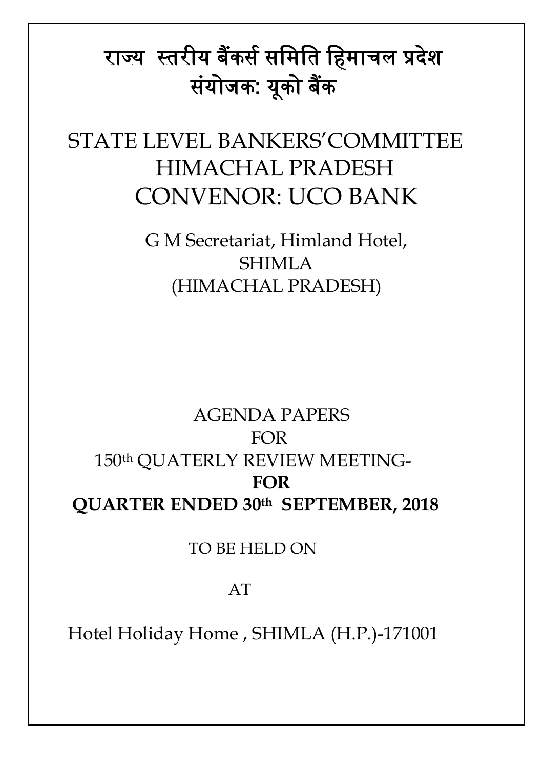# राज्य स्तरीय बैंकर्स समिति हिमाचल प्रदेश
# संयोजक: यूको बैंक

# STATE LEVEL BANKERS'COMMITTEE HIMACHAL PRADESH CONVENOR: UCO BANK

G M Secretariat, Himland Hotel,
SHIMLA
(HIMACHAL PRADESH)

---

AGENDA PAPERS
FOR
150th QUATERLY REVIEW MEETING-
**FOR**
**QUARTER ENDED 30th SEPTEMBER, 2018**

TO BE HELD ON

AT

Hotel Holiday Home , SHIMLA (H.P.)-171001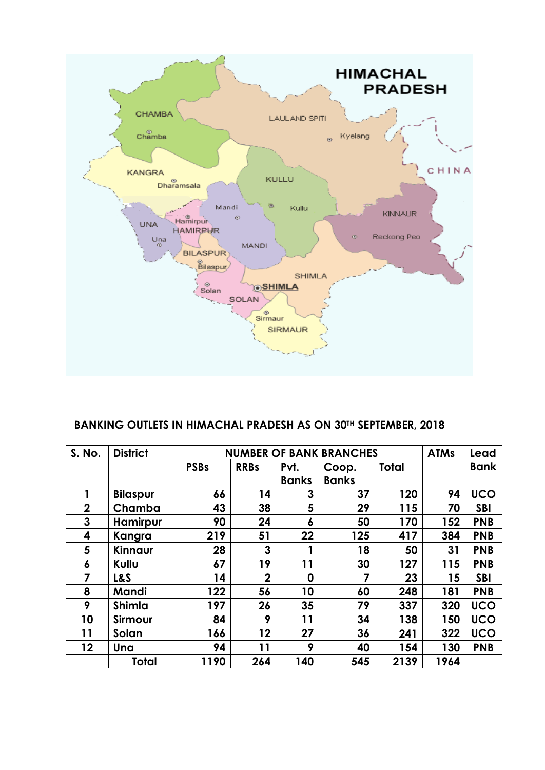**BANKING OUTLETS IN HIMACHAL PRADESH AS ON 30TH SEPTEMBER, 2018**

| S. No. | District | NUMBER OF BANK BRANCHES | | | | | ATMs | Lead Bank |
|---|---|---|---|---|---|---|---|---|
| | | PSBs | RRBs | Pvt. Banks | Coop. Banks | Total | | |
| 1 | Bilaspur | 66 | 14 | 3 | 37 | 120 | 94 | UCO |
| 2 | Chamba | 43 | 38 | 5 | 29 | 115 | 70 | SBI |
| 3 | Hamirpur | 90 | 24 | 6 | 50 | 170 | 152 | PNB |
| 4 | Kangra | 219 | 51 | 22 | 125 | 417 | 384 | PNB |
| 5 | Kinnaur | 28 | 3 | 1 | 18 | 50 | 31 | PNB |
| 6 | Kullu | 67 | 19 | 11 | 30 | 127 | 115 | PNB |
| 7 | L&S | 14 | 2 | 0 | 7 | 23 | 15 | SBI |
| 8 | Mandi | 122 | 56 | 10 | 60 | 248 | 181 | PNB |
| 9 | Shimla | 197 | 26 | 35 | 79 | 337 | 320 | UCO |
| 10 | Sirmour | 84 | 9 | 11 | 34 | 138 | 150 | UCO |
| 11 | Solan | 166 | 12 | 27 | 36 | 241 | 322 | UCO |
| 12 | Una | 94 | 11 | 9 | 40 | 154 | 130 | PNB |
| | Total | 1190 | 264 | 140 | 545 | 2139 | 1964 | |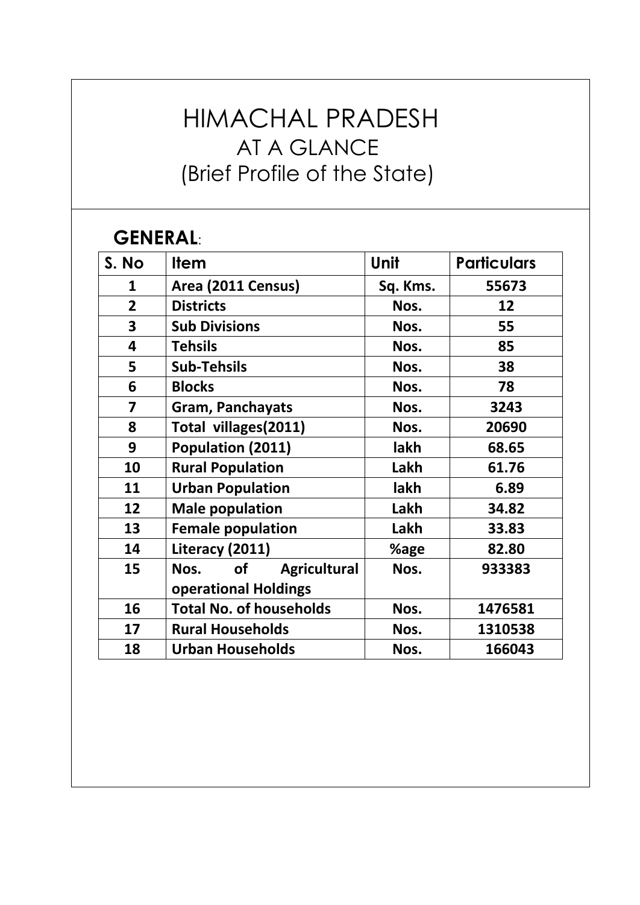# HIMACHAL PRADESH
## AT A GLANCE
## (Brief Profile of the State)

### GENERAL:

| S. No | Item | Unit | Particulars |
|---|---|---|---|
| 1 | Area (2011 Census) | Sq. Kms. | 55673 |
| 2 | Districts | Nos. | 12 |
| 3 | Sub Divisions | Nos. | 55 |
| 4 | Tehsils | Nos. | 85 |
| 5 | Sub-Tehsils | Nos. | 38 |
| 6 | Blocks | Nos. | 78 |
| 7 | Gram, Panchayats | Nos. | 3243 |
| 8 | Total villages(2011) | Nos. | 20690 |
| 9 | Population (2011) | lakh | 68.65 |
| 10 | Rural Population | Lakh | 61.76 |
| 11 | Urban Population | lakh | 6.89 |
| 12 | Male population | Lakh | 34.82 |
| 13 | Female population | Lakh | 33.83 |
| 14 | Literacy (2011) | %age | 82.80 |
| 15 | Nos. of Agricultural operational Holdings | Nos. | 933383 |
| 16 | Total No. of households | Nos. | 1476581 |
| 17 | Rural Households | Nos. | 1310538 |
| 18 | Urban Households | Nos. | 166043 |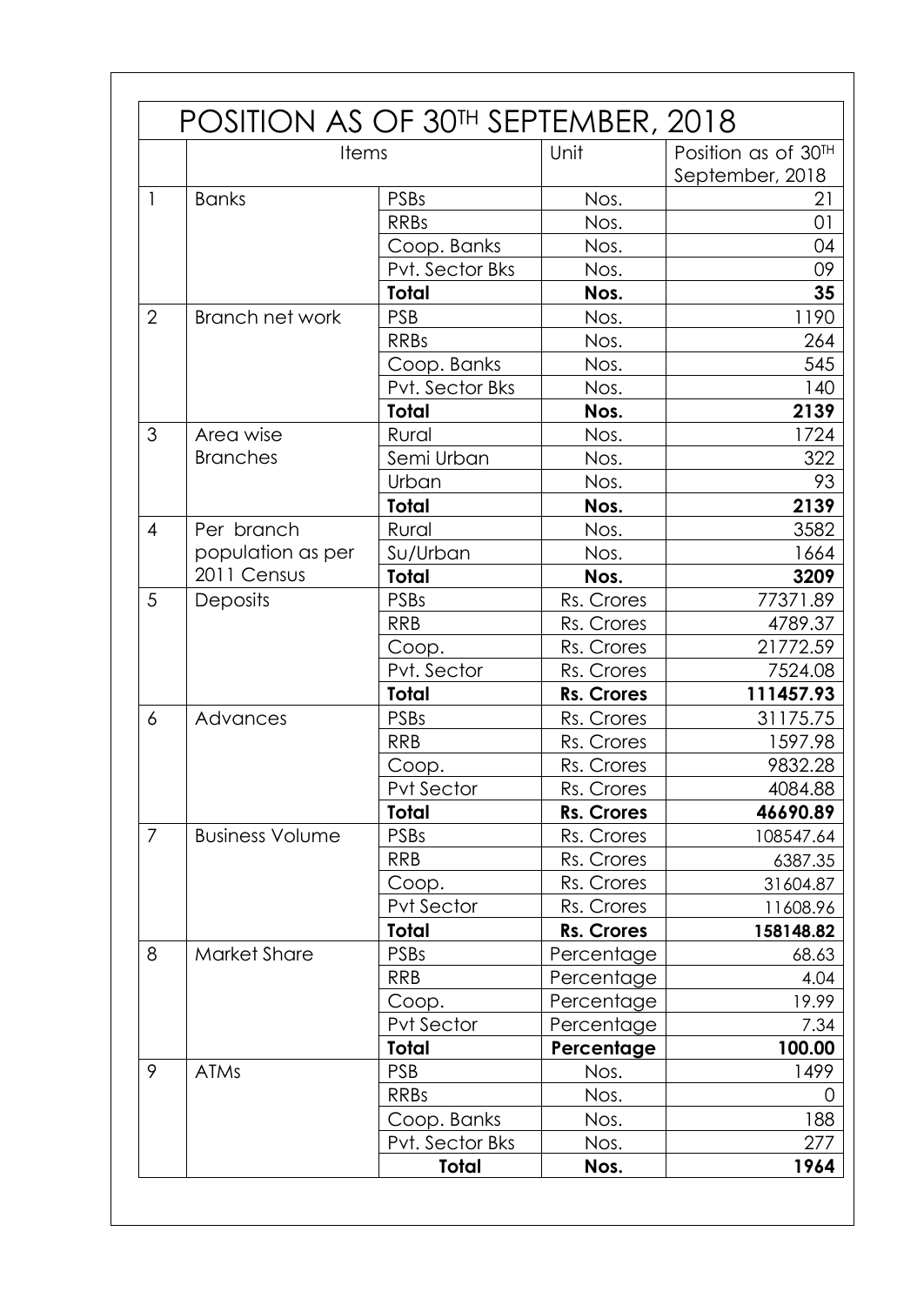| POSITION AS OF 30TH SEPTEMBER, 2018 | | | | |
|---|---|---|---|---|
| | Items | | Unit | Position as of 30TH September, 2018 |
| 1 | Banks | PSBs | Nos. | 21 |
| | | RRBs | Nos. | 01 |
| | | Coop. Banks | Nos. | 04 |
| | | Pvt. Sector Bks | Nos. | 09 |
| | | **Total** | **Nos.** | **35** |
| 2 | Branch net work | PSB | Nos. | 1190 |
| | | RRBs | Nos. | 264 |
| | | Coop. Banks | Nos. | 545 |
| | | Pvt. Sector Bks | Nos. | 140 |
| | | **Total** | **Nos.** | **2139** |
| 3 | Area wise Branches | Rural | Nos. | 1724 |
| | | Semi Urban | Nos. | 322 |
| | | Urban | Nos. | 93 |
| | | **Total** | **Nos.** | **2139** |
| 4 | Per branch population as per 2011 Census | Rural | Nos. | 3582 |
| | | Su/Urban | Nos. | 1664 |
| | | **Total** | **Nos.** | **3209** |
| 5 | Deposits | PSBs | Rs. Crores | 77371.89 |
| | | RRB | Rs. Crores | 4789.37 |
| | | Coop. | Rs. Crores | 21772.59 |
| | | Pvt. Sector | Rs. Crores | 7524.08 |
| | | **Total** | **Rs. Crores** | **111457.93** |
| 6 | Advances | PSBs | Rs. Crores | 31175.75 |
| | | RRB | Rs. Crores | 1597.98 |
| | | Coop. | Rs. Crores | 9832.28 |
| | | Pvt Sector | Rs. Crores | 4084.88 |
| | | **Total** | **Rs. Crores** | **46690.89** |
| 7 | Business Volume | PSBs | Rs. Crores | 108547.64 |
| | | RRB | Rs. Crores | 6387.35 |
| | | Coop. | Rs. Crores | 31604.87 |
| | | Pvt Sector | Rs. Crores | 11608.96 |
| | | **Total** | **Rs. Crores** | **158148.82** |
| 8 | Market Share | PSBs | Percentage | 68.63 |
| | | RRB | Percentage | 4.04 |
| | | Coop. | Percentage | 19.99 |
| | | Pvt Sector | Percentage | 7.34 |
| | | **Total** | **Percentage** | **100.00** |
| 9 | ATMs | PSB | Nos. | 1499 |
| | | RRBs | Nos. | 0 |
| | | Coop. Banks | Nos. | 188 |
| | | Pvt. Sector Bks | Nos. | 277 |
| | | **Total** | **Nos.** | **1964** |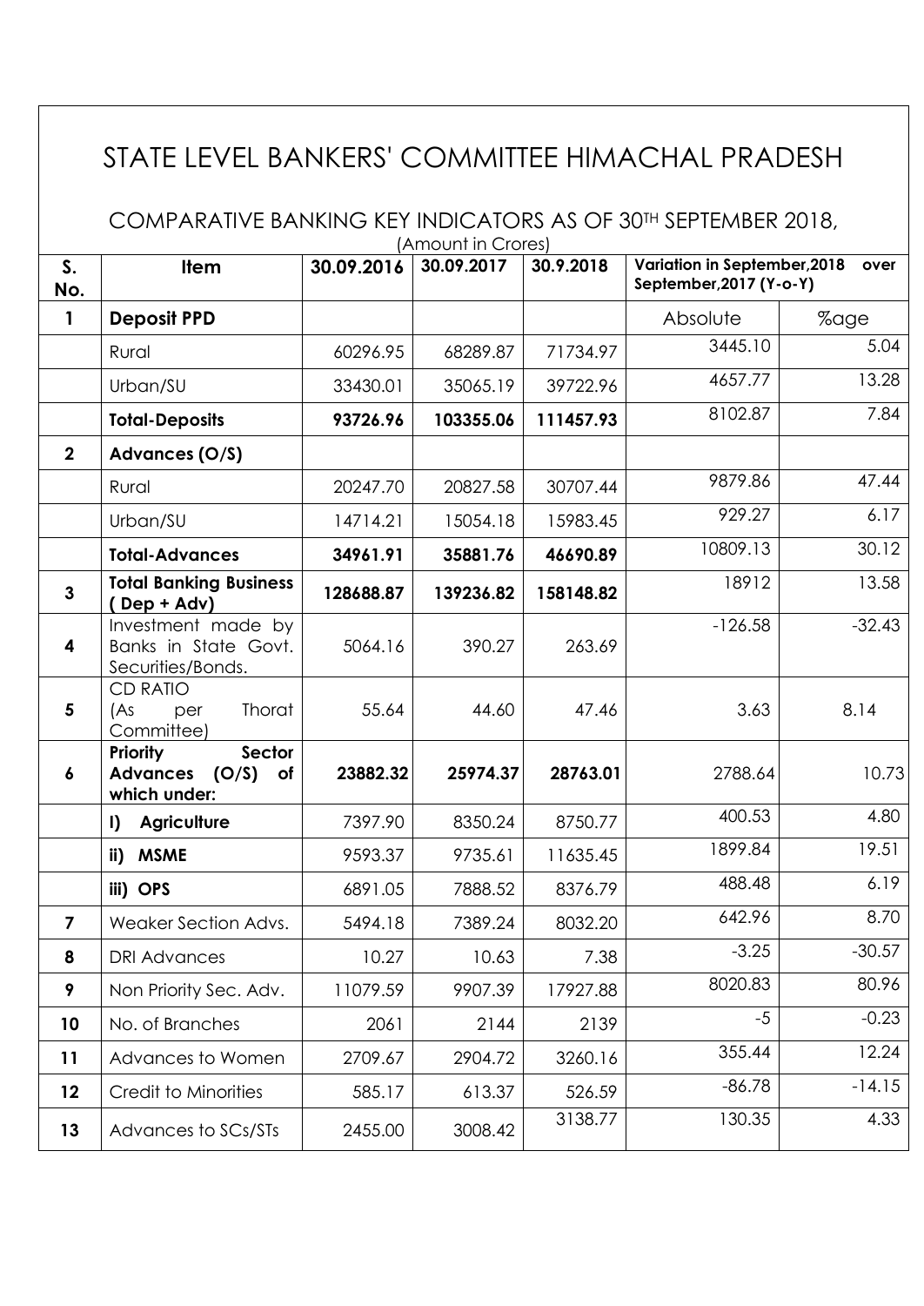# STATE LEVEL BANKERS' COMMITTEE HIMACHAL PRADESH

## COMPARATIVE BANKING KEY INDICATORS AS OF 30TH SEPTEMBER 2018,

(Amount in Crores)

| S. No. | Item | 30.09.2016 | 30.09.2017 | 30.9.2018 | Variation in September,2018 over September,2017 (Y-o-Y) | |
|---|---|---|---|---|---|---|
| 1 | **Deposit PPD** | | | | Absolute | %age |
| | Rural | 60296.95 | 68289.87 | 71734.97 | 3445.10 | 5.04 |
| | Urban/SU | 33430.01 | 35065.19 | 39722.96 | 4657.77 | 13.28 |
| | **Total-Deposits** | **93726.96** | **103355.06** | **111457.93** | 8102.87 | 7.84 |
| 2 | **Advances (O/S)** | | | | | |
| | Rural | 20247.70 | 20827.58 | 30707.44 | 9879.86 | 47.44 |
| | Urban/SU | 14714.21 | 15054.18 | 15983.45 | 929.27 | 6.17 |
| | **Total-Advances** | **34961.91** | **35881.76** | **46690.89** | 10809.13 | 30.12 |
| 3 | **Total Banking Business ( Dep + Adv)** | **128688.87** | **139236.82** | **158148.82** | 18912 | 13.58 |
| 4 | Investment made by Banks in State Govt. Securities/Bonds. | 5064.16 | 390.27 | 263.69 | -126.58 | -32.43 |
| 5 | CD RATIO (As per Thorat Committee) | 55.64 | 44.60 | 47.46 | 3.63 | 8.14 |
| 6 | **Priority Sector Advances (O/S) of which under:** | **23882.32** | **25974.37** | **28763.01** | 2788.64 | 10.73 |
| | **I) Agriculture** | 7397.90 | 8350.24 | 8750.77 | 400.53 | 4.80 |
| | **ii) MSME** | 9593.37 | 9735.61 | 11635.45 | 1899.84 | 19.51 |
| | **iii) OPS** | 6891.05 | 7888.52 | 8376.79 | 488.48 | 6.19 |
| 7 | Weaker Section Advs. | 5494.18 | 7389.24 | 8032.20 | 642.96 | 8.70 |
| 8 | DRI Advances | 10.27 | 10.63 | 7.38 | -3.25 | -30.57 |
| 9 | Non Priority Sec. Adv. | 11079.59 | 9907.39 | 17927.88 | 8020.83 | 80.96 |
| 10 | No. of Branches | 2061 | 2144 | 2139 | -5 | -0.23 |
| 11 | Advances to Women | 2709.67 | 2904.72 | 3260.16 | 355.44 | 12.24 |
| 12 | Credit to Minorities | 585.17 | 613.37 | 526.59 | -86.78 | -14.15 |
| 13 | Advances to SCs/STs | 2455.00 | 3008.42 | 3138.77 | 130.35 | 4.33 |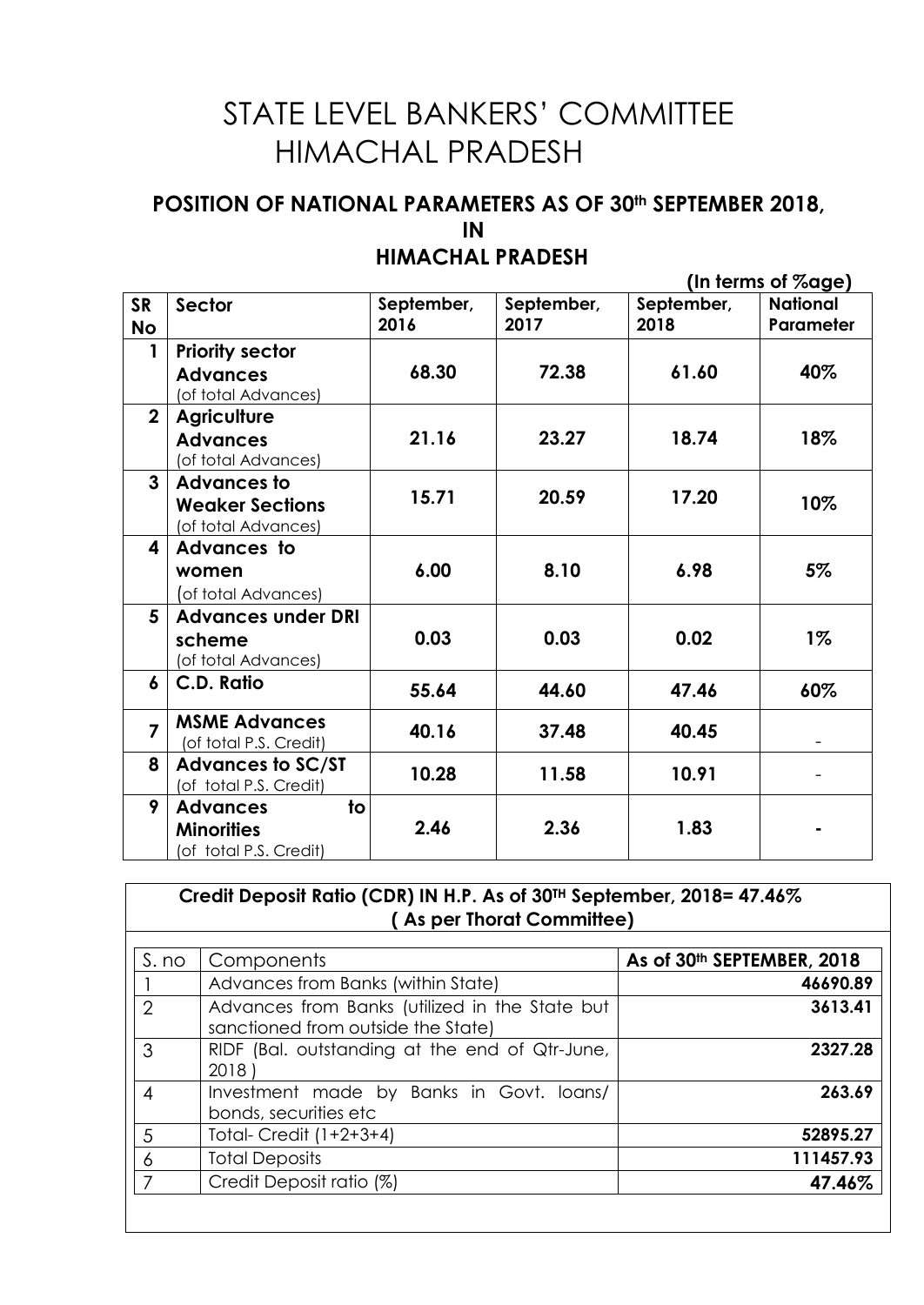# STATE LEVEL BANKERS' COMMITTEE HIMACHAL PRADESH

## POSITION OF NATIONAL PARAMETERS AS OF 30th SEPTEMBER 2018, IN HIMACHAL PRADESH

**(In terms of %age)**

| SR No | Sector | September, 2016 | September, 2017 | September, 2018 | National Parameter |
|---|---|---|---|---|---|
| 1 | **Priority sector Advances** (of total Advances) | **68.30** | **72.38** | **61.60** | **40%** |
| 2 | **Agriculture Advances** (of total Advances) | **21.16** | **23.27** | **18.74** | **18%** |
| 3 | **Advances to Weaker Sections** (of total Advances) | **15.71** | **20.59** | **17.20** | **10%** |
| 4 | **Advances to women** (of total Advances) | **6.00** | **8.10** | **6.98** | **5%** |
| 5 | **Advances under DRI scheme** (of total Advances) | **0.03** | **0.03** | **0.02** | **1%** |
| 6 | **C.D. Ratio** | **55.64** | **44.60** | **47.46** | **60%** |
| 7 | **MSME Advances** (of total P.S. Credit) | **40.16** | **37.48** | **40.45** | - |
| 8 | **Advances to SC/ST** (of total P.S. Credit) | **10.28** | **11.58** | **10.91** | - |
| 9 | **Advances to Minorities** (of total P.S. Credit) | **2.46** | **2.36** | **1.83** | **-** |

**Credit Deposit Ratio (CDR) IN H.P. As of 30TH September, 2018= 47.46% ( As per Thorat Committee)**

| S. no | Components | As of 30th SEPTEMBER, 2018 |
|---|---|---|
| 1 | Advances from Banks (within State) | **46690.89** |
| 2 | Advances from Banks (utilized in the State but sanctioned from outside the State) | **3613.41** |
| 3 | RIDF (Bal. outstanding at the end of Qtr-June, 2018 ) | **2327.28** |
| 4 | Investment made by Banks in Govt. loans/ bonds, securities etc | **263.69** |
| 5 | Total- Credit (1+2+3+4) | **52895.27** |
| 6 | Total Deposits | **111457.93** |
| 7 | Credit Deposit ratio (%) | **47.46%** |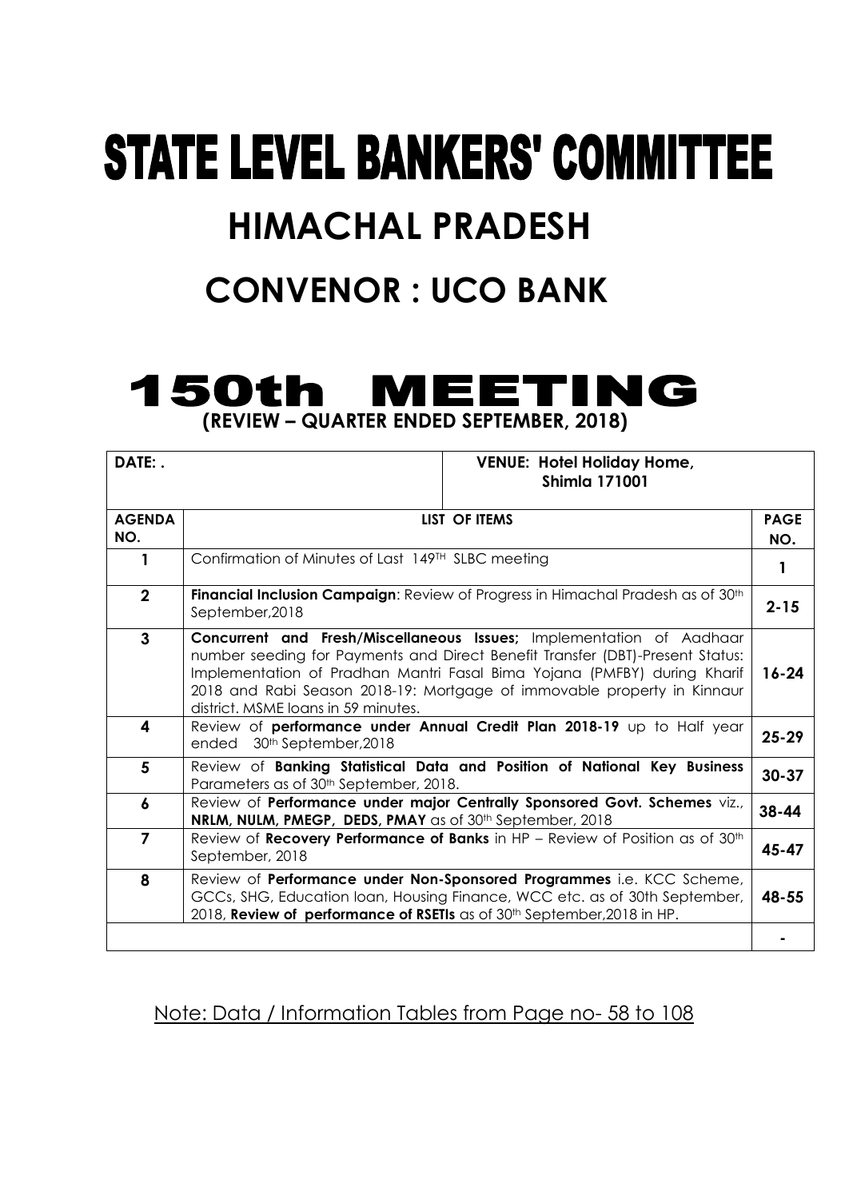# STATE LEVEL BANKERS' COMMITTEE

# HIMACHAL PRADESH

# CONVENOR : UCO BANK

# 150th MEETING

## (REVIEW – QUARTER ENDED SEPTEMBER, 2018)

| DATE: . | | VENUE: Hotel Holiday Home, Shimla 171001 | |
|---|---|---|---|
| **AGENDA NO.** | **LIST OF ITEMS** | | **PAGE NO.** |
| **1** | Confirmation of Minutes of Last 149TH SLBC meeting | | **1** |
| **2** | **Financial Inclusion Campaign**: Review of Progress in Himachal Pradesh as of 30th September,2018 | | **2-15** |
| **3** | **Concurrent and Fresh/Miscellaneous Issues;** Implementation of Aadhaar number seeding for Payments and Direct Benefit Transfer (DBT)-Present Status: Implementation of Pradhan Mantri Fasal Bima Yojana (PMFBY) during Kharif 2018 and Rabi Season 2018-19: Mortgage of immovable property in Kinnaur district. MSME loans in 59 minutes. | | **16-24** |
| **4** | Review of **performance under Annual Credit Plan 2018-19** up to Half year ended 30th September,2018 | | **25-29** |
| **5** | Review of **Banking Statistical Data and Position of National Key Business** Parameters as of 30th September, 2018. | | **30-37** |
| **6** | Review of **Performance under major Centrally Sponsored Govt. Schemes** viz., **NRLM, NULM, PMEGP, DEDS, PMAY** as of 30th September, 2018 | | **38-44** |
| **7** | Review of **Recovery Performance of Banks** in HP – Review of Position as of 30th September, 2018 | | **45-47** |
| **8** | Review of **Performance under Non-Sponsored Programmes** i.e. KCC Scheme, GCCs, SHG, Education loan, Housing Finance, WCC etc. as of 30th September, 2018, **Review of performance of RSETIs** as of 30th September,2018 in HP. | | **48-55** |
| | | | **-** |

Note: Data / Information Tables from Page no- 58 to 108